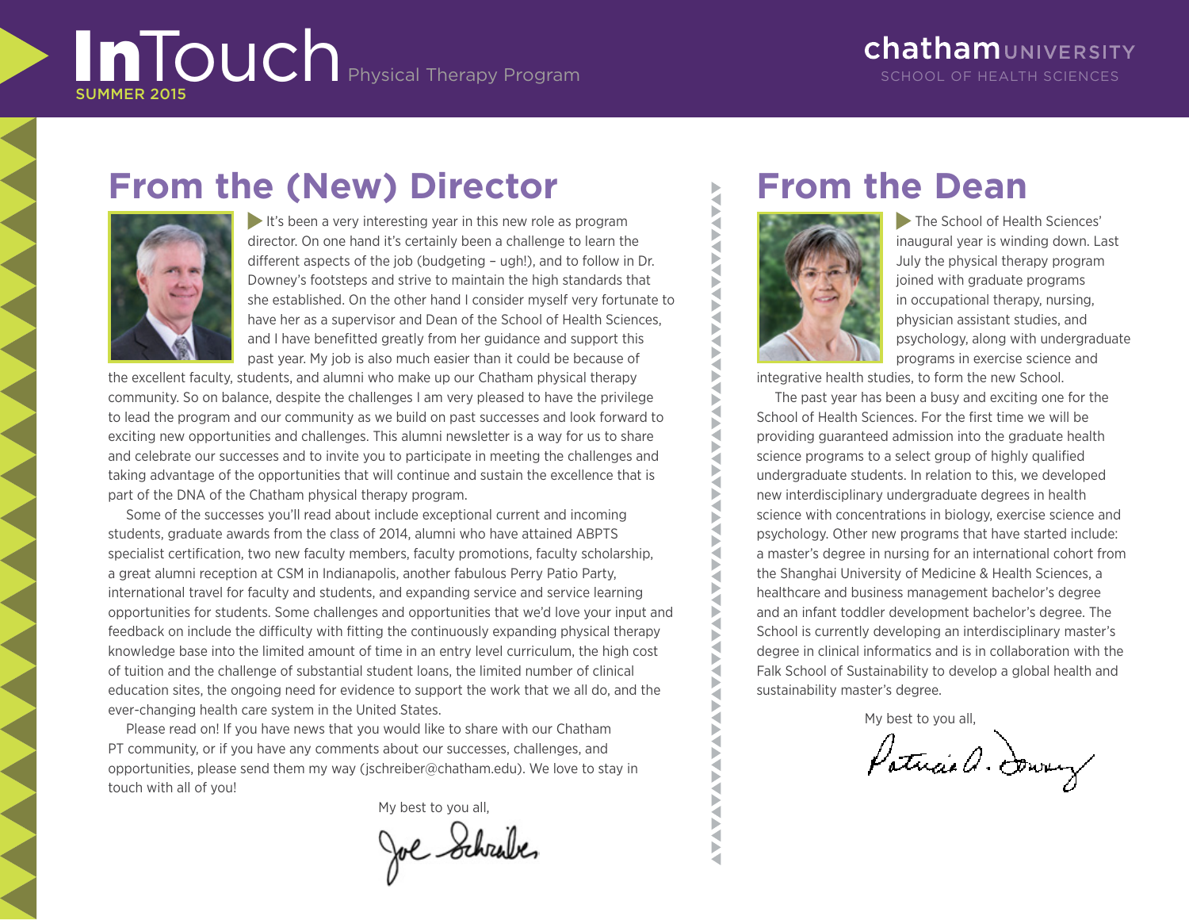# InTouch

Physical Therapy Program

SUMMER 2015

chatham UNIVERSITY
SCHOOL OF HEALTH SCIENCES

## From the (New) Director

It's been a very interesting year in this new role as program director. On one hand it's certainly been a challenge to learn the different aspects of the job (budgeting – ugh!), and to follow in Dr. Downey's footsteps and strive to maintain the high standards that she established. On the other hand I consider myself very fortunate to have her as a supervisor and Dean of the School of Health Sciences, and I have benefitted greatly from her guidance and support this past year. My job is also much easier than it could be because of the excellent faculty, students, and alumni who make up our Chatham physical therapy community. So on balance, despite the challenges I am very pleased to have the privilege to lead the program and our community as we build on past successes and look forward to exciting new opportunities and challenges. This alumni newsletter is a way for us to share and celebrate our successes and to invite you to participate in meeting the challenges and taking advantage of the opportunities that will continue and sustain the excellence that is part of the DNA of the Chatham physical therapy program.

Some of the successes you'll read about include exceptional current and incoming students, graduate awards from the class of 2014, alumni who have attained ABPTS specialist certification, two new faculty members, faculty promotions, faculty scholarship, a great alumni reception at CSM in Indianapolis, another fabulous Perry Patio Party, international travel for faculty and students, and expanding service and service learning opportunities for students. Some challenges and opportunities that we'd love your input and feedback on include the difficulty with fitting the continuously expanding physical therapy knowledge base into the limited amount of time in an entry level curriculum, the high cost of tuition and the challenge of substantial student loans, the limited number of clinical education sites, the ongoing need for evidence to support the work that we all do, and the ever-changing health care system in the United States.

Please read on! If you have news that you would like to share with our Chatham PT community, or if you have any comments about our successes, challenges, and opportunities, please send them my way (jschreiber@chatham.edu). We love to stay in touch with all of you!

My best to you all,

Joe Schreiber

## From the Dean

The School of Health Sciences' inaugural year is winding down. Last July the physical therapy program joined with graduate programs in occupational therapy, nursing, physician assistant studies, and psychology, along with undergraduate programs in exercise science and integrative health studies, to form the new School.

The past year has been a busy and exciting one for the School of Health Sciences. For the first time we will be providing guaranteed admission into the graduate health science programs to a select group of highly qualified undergraduate students. In relation to this, we developed new interdisciplinary undergraduate degrees in health science with concentrations in biology, exercise science and psychology. Other new programs that have started include: a master's degree in nursing for an international cohort from the Shanghai University of Medicine & Health Sciences, a healthcare and business management bachelor's degree and an infant toddler development bachelor's degree. The School is currently developing an interdisciplinary master's degree in clinical informatics and is in collaboration with the Falk School of Sustainability to develop a global health and sustainability master's degree.

My best to you all,

Patricia A. Downey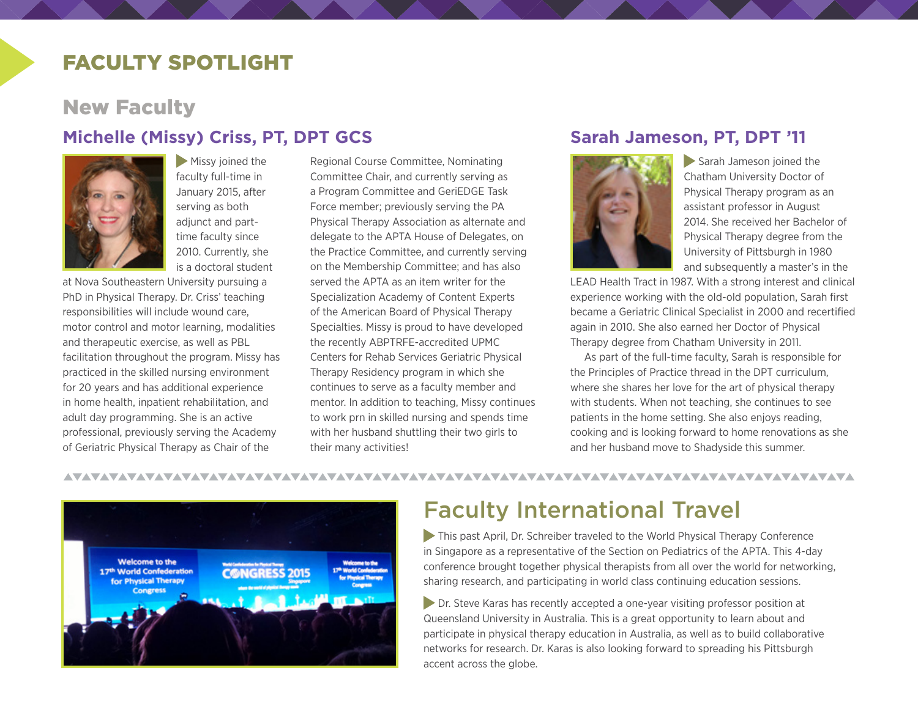# FACULTY SPOTLIGHT

## New Faculty

### Michelle (Missy) Criss, PT, DPT GCS

Missy joined the faculty full-time in January 2015, after serving as both adjunct and part-time faculty since 2010. Currently, she is a doctoral student at Nova Southeastern University pursuing a PhD in Physical Therapy. Dr. Criss' teaching responsibilities will include wound care, motor control and motor learning, modalities and therapeutic exercise, as well as PBL facilitation throughout the program. Missy has practiced in the skilled nursing environment for 20 years and has additional experience in home health, inpatient rehabilitation, and adult day programming. She is an active professional, previously serving the Academy of Geriatric Physical Therapy as Chair of the Regional Course Committee, Nominating Committee Chair, and currently serving as a Program Committee and GeriEDGE Task Force member; previously serving the PA Physical Therapy Association as alternate and delegate to the APTA House of Delegates, on the Practice Committee, and currently serving on the Membership Committee; and has also served the APTA as an item writer for the Specialization Academy of Content Experts of the American Board of Physical Therapy Specialties. Missy is proud to have developed the recently ABPTRFE-accredited UPMC Centers for Rehab Services Geriatric Physical Therapy Residency program in which she continues to serve as a faculty member and mentor. In addition to teaching, Missy continues to work prn in skilled nursing and spends time with her husband shuttling their two girls to their many activities!

### Sarah Jameson, PT, DPT '11

Sarah Jameson joined the Chatham University Doctor of Physical Therapy program as an assistant professor in August 2014. She received her Bachelor of Physical Therapy degree from the University of Pittsburgh in 1980 and subsequently a master's in the LEAD Health Tract in 1987. With a strong interest and clinical experience working with the old-old population, Sarah first became a Geriatric Clinical Specialist in 2000 and recertified again in 2010. She also earned her Doctor of Physical Therapy degree from Chatham University in 2011.

As part of the full-time faculty, Sarah is responsible for the Principles of Practice thread in the DPT curriculum, where she shares her love for the art of physical therapy with students. When not teaching, she continues to see patients in the home setting. She also enjoys reading, cooking and is looking forward to home renovations as she and her husband move to Shadyside this summer.

## Faculty International Travel

This past April, Dr. Schreiber traveled to the World Physical Therapy Conference in Singapore as a representative of the Section on Pediatrics of the APTA. This 4-day conference brought together physical therapists from all over the world for networking, sharing research, and participating in world class continuing education sessions.

Dr. Steve Karas has recently accepted a one-year visiting professor position at Queensland University in Australia. This is a great opportunity to learn about and participate in physical therapy education in Australia, as well as to build collaborative networks for research. Dr. Karas is also looking forward to spreading his Pittsburgh accent across the globe.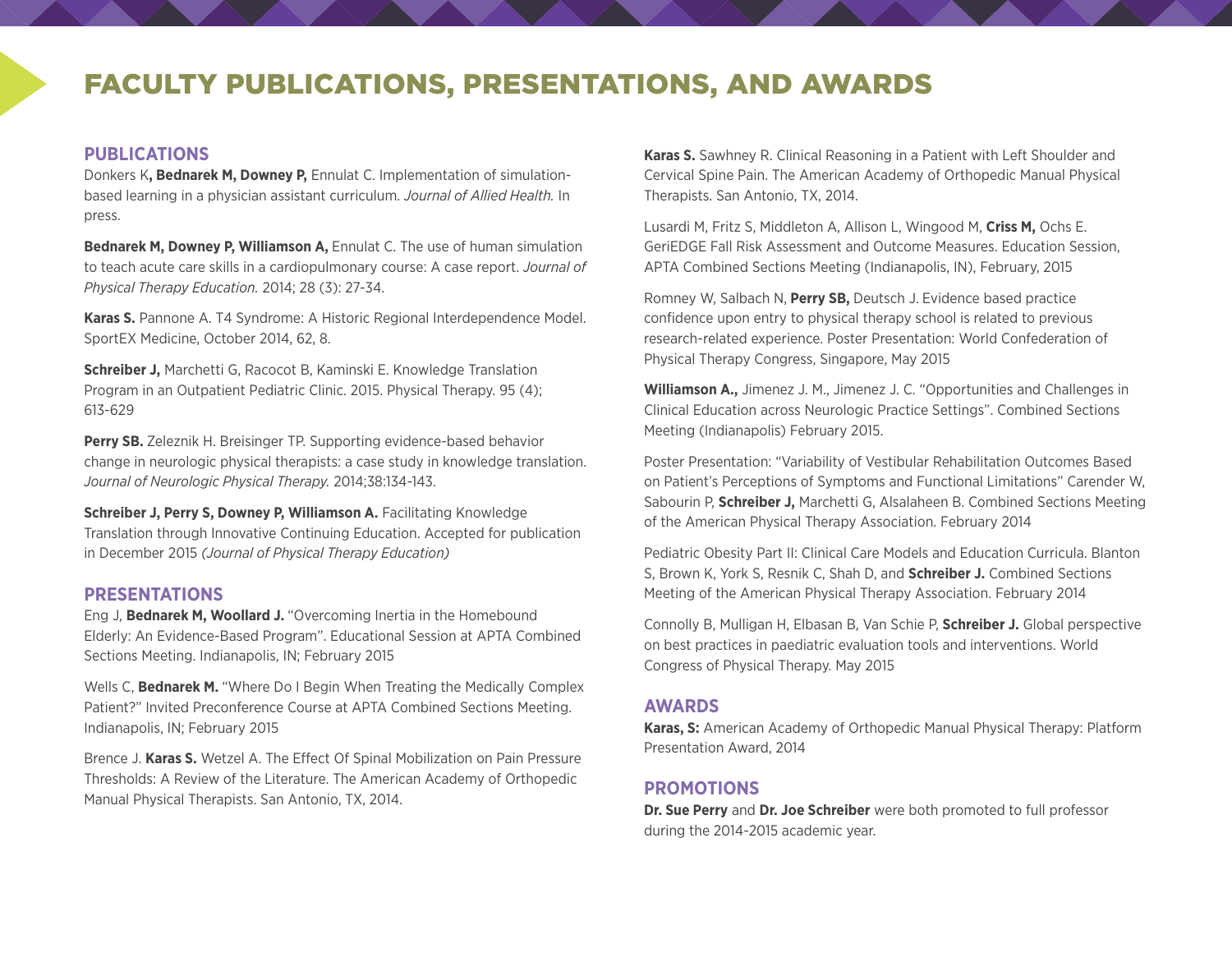# FACULTY PUBLICATIONS, PRESENTATIONS, AND AWARDS

## PUBLICATIONS

Donkers K**, Bednarek M, Downey P,** Ennulat C. Implementation of simulation-based learning in a physician assistant curriculum. *Journal of Allied Health.* In press.

**Bednarek M, Downey P, Williamson A,** Ennulat C. The use of human simulation to teach acute care skills in a cardiopulmonary course: A case report. *Journal of Physical Therapy Education.* 2014; 28 (3): 27-34.

**Karas S.** Pannone A. T4 Syndrome: A Historic Regional Interdependence Model. SportEX Medicine, October 2014, 62, 8.

**Schreiber J,** Marchetti G, Racocot B, Kaminski E. Knowledge Translation Program in an Outpatient Pediatric Clinic. 2015. Physical Therapy. 95 (4); 613-629

**Perry SB.** Zeleznik H. Breisinger TP. Supporting evidence-based behavior change in neurologic physical therapists: a case study in knowledge translation. *Journal of Neurologic Physical Therapy.* 2014;38:134-143.

**Schreiber J, Perry S, Downey P, Williamson A.** Facilitating Knowledge Translation through Innovative Continuing Education. Accepted for publication in December 2015 *(Journal of Physical Therapy Education)*

## PRESENTATIONS

Eng J, **Bednarek M, Woollard J.** "Overcoming Inertia in the Homebound Elderly: An Evidence-Based Program". Educational Session at APTA Combined Sections Meeting. Indianapolis, IN; February 2015

Wells C, **Bednarek M.** "Where Do I Begin When Treating the Medically Complex Patient?" Invited Preconference Course at APTA Combined Sections Meeting. Indianapolis, IN; February 2015

Brence J. **Karas S.** Wetzel A. The Effect Of Spinal Mobilization on Pain Pressure Thresholds: A Review of the Literature. The American Academy of Orthopedic Manual Physical Therapists. San Antonio, TX, 2014.

**Karas S.** Sawhney R. Clinical Reasoning in a Patient with Left Shoulder and Cervical Spine Pain. The American Academy of Orthopedic Manual Physical Therapists. San Antonio, TX, 2014.

Lusardi M, Fritz S, Middleton A, Allison L, Wingood M, **Criss M,** Ochs E. GeriEDGE Fall Risk Assessment and Outcome Measures. Education Session, APTA Combined Sections Meeting (Indianapolis, IN), February, 2015

Romney W, Salbach N, **Perry SB,** Deutsch J. Evidence based practice confidence upon entry to physical therapy school is related to previous research-related experience. Poster Presentation: World Confederation of Physical Therapy Congress, Singapore, May 2015

**Williamson A.,** Jimenez J. M., Jimenez J. C. "Opportunities and Challenges in Clinical Education across Neurologic Practice Settings". Combined Sections Meeting (Indianapolis) February 2015.

Poster Presentation: "Variability of Vestibular Rehabilitation Outcomes Based on Patient's Perceptions of Symptoms and Functional Limitations" Carender W, Sabourin P, **Schreiber J,** Marchetti G, Alsalaheen B. Combined Sections Meeting of the American Physical Therapy Association. February 2014

Pediatric Obesity Part II: Clinical Care Models and Education Curricula. Blanton S, Brown K, York S, Resnik C, Shah D, and **Schreiber J.** Combined Sections Meeting of the American Physical Therapy Association. February 2014

Connolly B, Mulligan H, Elbasan B, Van Schie P, **Schreiber J.** Global perspective on best practices in paediatric evaluation tools and interventions. World Congress of Physical Therapy. May 2015

## AWARDS

**Karas, S:** American Academy of Orthopedic Manual Physical Therapy: Platform Presentation Award, 2014

## PROMOTIONS

**Dr. Sue Perry** and **Dr. Joe Schreiber** were both promoted to full professor during the 2014-2015 academic year.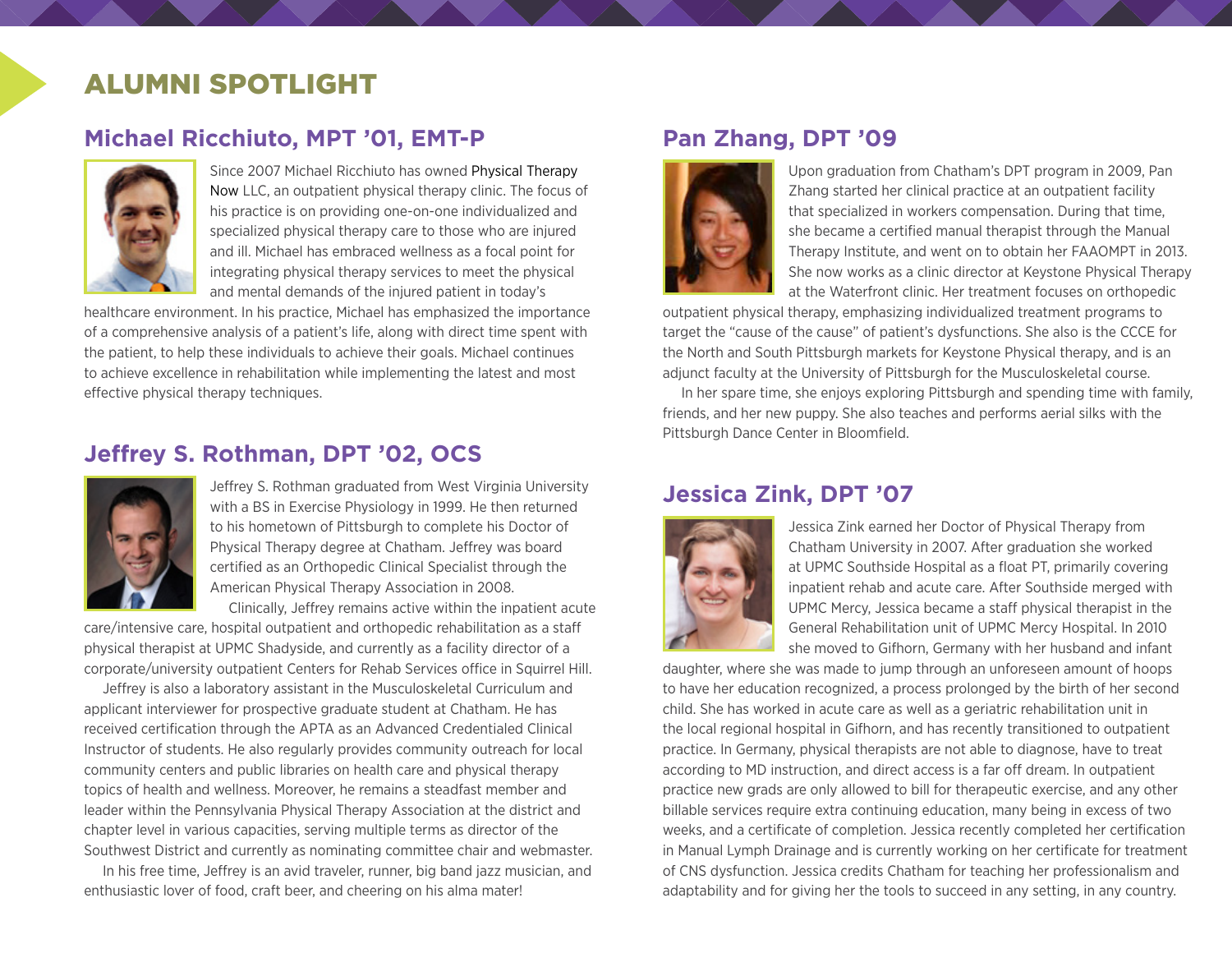# ALUMNI SPOTLIGHT

## Michael Ricchiuto, MPT '01, EMT-P

Since 2007 Michael Ricchiuto has owned Physical Therapy Now LLC, an outpatient physical therapy clinic. The focus of his practice is on providing one-on-one individualized and specialized physical therapy care to those who are injured and ill. Michael has embraced wellness as a focal point for integrating physical therapy services to meet the physical and mental demands of the injured patient in today's healthcare environment. In his practice, Michael has emphasized the importance of a comprehensive analysis of a patient's life, along with direct time spent with the patient, to help these individuals to achieve their goals. Michael continues to achieve excellence in rehabilitation while implementing the latest and most effective physical therapy techniques.

## Jeffrey S. Rothman, DPT '02, OCS

Jeffrey S. Rothman graduated from West Virginia University with a BS in Exercise Physiology in 1999. He then returned to his hometown of Pittsburgh to complete his Doctor of Physical Therapy degree at Chatham. Jeffrey was board certified as an Orthopedic Clinical Specialist through the American Physical Therapy Association in 2008.

Clinically, Jeffrey remains active within the inpatient acute care/intensive care, hospital outpatient and orthopedic rehabilitation as a staff physical therapist at UPMC Shadyside, and currently as a facility director of a corporate/university outpatient Centers for Rehab Services office in Squirrel Hill.

Jeffrey is also a laboratory assistant in the Musculoskeletal Curriculum and applicant interviewer for prospective graduate student at Chatham. He has received certification through the APTA as an Advanced Credentialed Clinical Instructor of students. He also regularly provides community outreach for local community centers and public libraries on health care and physical therapy topics of health and wellness. Moreover, he remains a steadfast member and leader within the Pennsylvania Physical Therapy Association at the district and chapter level in various capacities, serving multiple terms as director of the Southwest District and currently as nominating committee chair and webmaster.

In his free time, Jeffrey is an avid traveler, runner, big band jazz musician, and enthusiastic lover of food, craft beer, and cheering on his alma mater!

## Pan Zhang, DPT '09

Upon graduation from Chatham's DPT program in 2009, Pan Zhang started her clinical practice at an outpatient facility that specialized in workers compensation. During that time, she became a certified manual therapist through the Manual Therapy Institute, and went on to obtain her FAAOMPT in 2013. She now works as a clinic director at Keystone Physical Therapy at the Waterfront clinic. Her treatment focuses on orthopedic outpatient physical therapy, emphasizing individualized treatment programs to target the "cause of the cause" of patient's dysfunctions. She also is the CCCE for the North and South Pittsburgh markets for Keystone Physical therapy, and is an adjunct faculty at the University of Pittsburgh for the Musculoskeletal course.

In her spare time, she enjoys exploring Pittsburgh and spending time with family, friends, and her new puppy. She also teaches and performs aerial silks with the Pittsburgh Dance Center in Bloomfield.

## Jessica Zink, DPT '07

Jessica Zink earned her Doctor of Physical Therapy from Chatham University in 2007. After graduation she worked at UPMC Southside Hospital as a float PT, primarily covering inpatient rehab and acute care. After Southside merged with UPMC Mercy, Jessica became a staff physical therapist in the General Rehabilitation unit of UPMC Mercy Hospital. In 2010 she moved to Gifhorn, Germany with her husband and infant daughter, where she was made to jump through an unforeseen amount of hoops to have her education recognized, a process prolonged by the birth of her second child. She has worked in acute care as well as a geriatric rehabilitation unit in the local regional hospital in Gifhorn, and has recently transitioned to outpatient practice. In Germany, physical therapists are not able to diagnose, have to treat according to MD instruction, and direct access is a far off dream. In outpatient practice new grads are only allowed to bill for therapeutic exercise, and any other billable services require extra continuing education, many being in excess of two weeks, and a certificate of completion. Jessica recently completed her certification in Manual Lymph Drainage and is currently working on her certificate for treatment of CNS dysfunction. Jessica credits Chatham for teaching her professionalism and adaptability and for giving her the tools to succeed in any setting, in any country.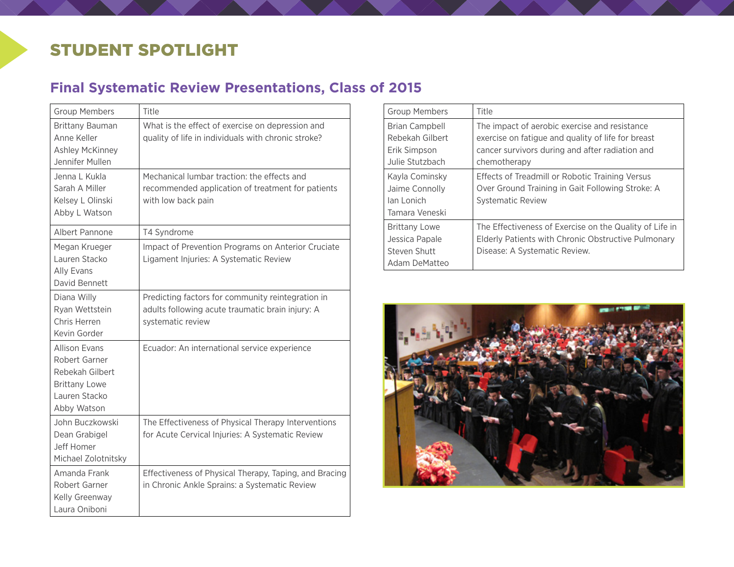# STUDENT SPOTLIGHT

## Final Systematic Review Presentations, Class of 2015

| Group Members | Title |
|---|---|
| Brittany Bauman<br>Anne Keller<br>Ashley McKinney<br>Jennifer Mullen | What is the effect of exercise on depression and quality of life in individuals with chronic stroke? |
| Jenna L Kukla<br>Sarah A Miller<br>Kelsey L Olinski<br>Abby L Watson | Mechanical lumbar traction: the effects and recommended application of treatment for patients with low back pain |
| Albert Pannone | T4 Syndrome |
| Megan Krueger<br>Lauren Stacko<br>Ally Evans<br>David Bennett | Impact of Prevention Programs on Anterior Cruciate Ligament Injuries: A Systematic Review |
| Diana Willy<br>Ryan Wettstein<br>Chris Herren<br>Kevin Gorder | Predicting factors for community reintegration in adults following acute traumatic brain injury: A systematic review |
| Allison Evans<br>Robert Garner<br>Rebekah Gilbert<br>Brittany Lowe<br>Lauren Stacko<br>Abby Watson | Ecuador: An international service experience |
| John Buczkowski<br>Dean Grabigel<br>Jeff Homer<br>Michael Zolotnitsky | The Effectiveness of Physical Therapy Interventions for Acute Cervical Injuries: A Systematic Review |
| Amanda Frank<br>Robert Garner<br>Kelly Greenway<br>Laura Oniboni | Effectiveness of Physical Therapy, Taping, and Bracing in Chronic Ankle Sprains: a Systematic Review |
| Brian Campbell<br>Rebekah Gilbert<br>Erik Simpson<br>Julie Stutzbach | The impact of aerobic exercise and resistance exercise on fatigue and quality of life for breast cancer survivors during and after radiation and chemotherapy |
| Kayla Cominsky<br>Jaime Connolly<br>Ian Lonich<br>Tamara Veneski | Effects of Treadmill or Robotic Training Versus Over Ground Training in Gait Following Stroke: A Systematic Review |
| Brittany Lowe<br>Jessica Papale<br>Steven Shutt<br>Adam DeMatteo | The Effectiveness of Exercise on the Quality of Life in Elderly Patients with Chronic Obstructive Pulmonary Disease: A Systematic Review. |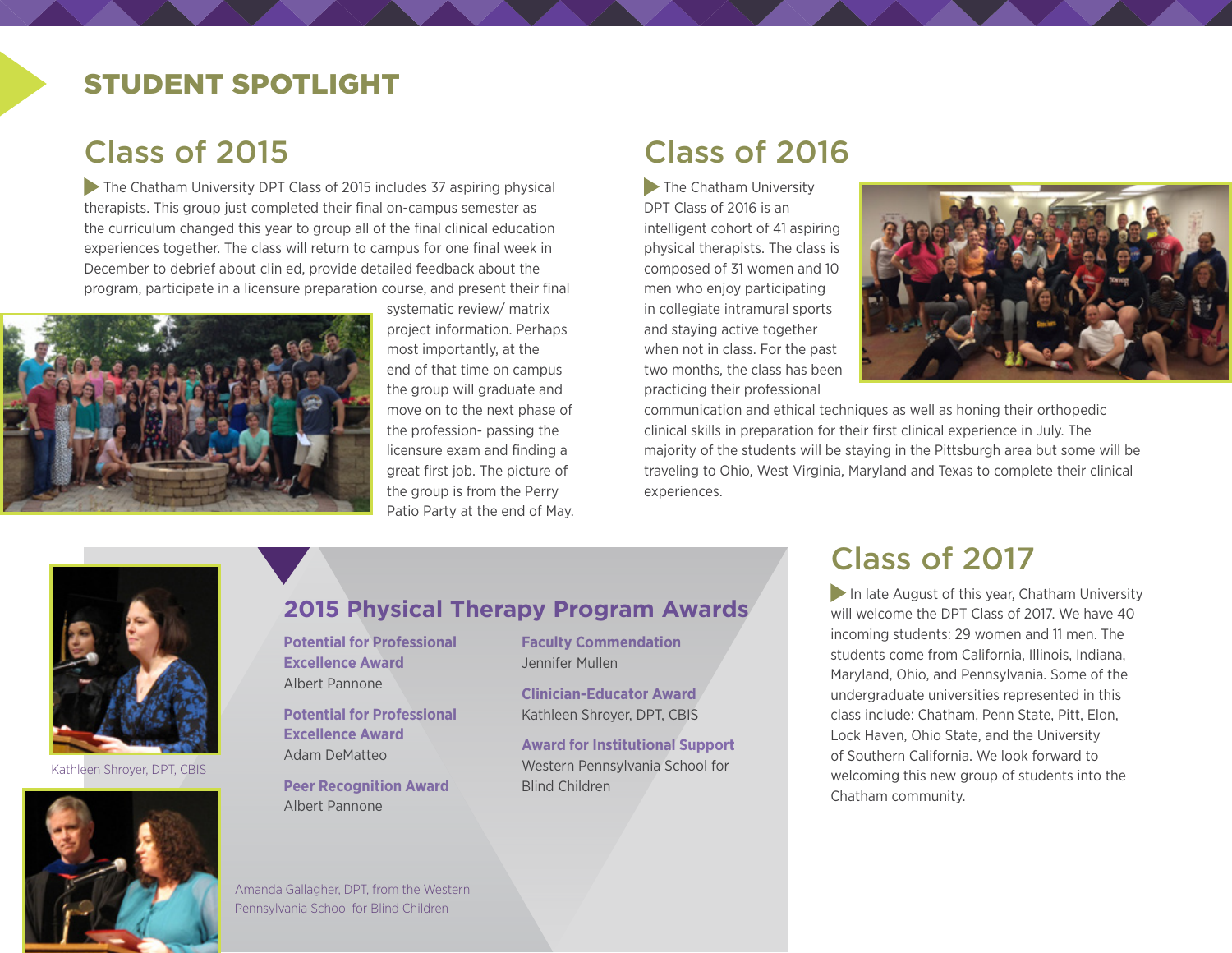# STUDENT SPOTLIGHT

## Class of 2015

The Chatham University DPT Class of 2015 includes 37 aspiring physical therapists. This group just completed their final on-campus semester as the curriculum changed this year to group all of the final clinical education experiences together. The class will return to campus for one final week in December to debrief about clin ed, provide detailed feedback about the program, participate in a licensure preparation course, and present their final systematic review/ matrix project information. Perhaps most importantly, at the end of that time on campus the group will graduate and move on to the next phase of the profession- passing the licensure exam and finding a great first job. The picture of the group is from the Perry Patio Party at the end of May.

## Class of 2016

The Chatham University DPT Class of 2016 is an intelligent cohort of 41 aspiring physical therapists. The class is composed of 31 women and 10 men who enjoy participating in collegiate intramural sports and staying active together when not in class. For the past two months, the class has been practicing their professional communication and ethical techniques as well as honing their orthopedic clinical skills in preparation for their first clinical experience in July. The majority of the students will be staying in the Pittsburgh area but some will be traveling to Ohio, West Virginia, Maryland and Texas to complete their clinical experiences.

Kathleen Shroyer, DPT, CBIS

## 2015 Physical Therapy Program Awards

**Potential for Professional Excellence Award**
Albert Pannone

**Potential for Professional Excellence Award**
Adam DeMatteo

**Peer Recognition Award**
Albert Pannone

**Faculty Commendation**
Jennifer Mullen

**Clinician-Educator Award**
Kathleen Shroyer, DPT, CBIS

**Award for Institutional Support**
Western Pennsylvania School for Blind Children

Amanda Gallagher, DPT, from the Western Pennsylvania School for Blind Children

## Class of 2017

In late August of this year, Chatham University will welcome the DPT Class of 2017. We have 40 incoming students: 29 women and 11 men. The students come from California, Illinois, Indiana, Maryland, Ohio, and Pennsylvania. Some of the undergraduate universities represented in this class include: Chatham, Penn State, Pitt, Elon, Lock Haven, Ohio State, and the University of Southern California. We look forward to welcoming this new group of students into the Chatham community.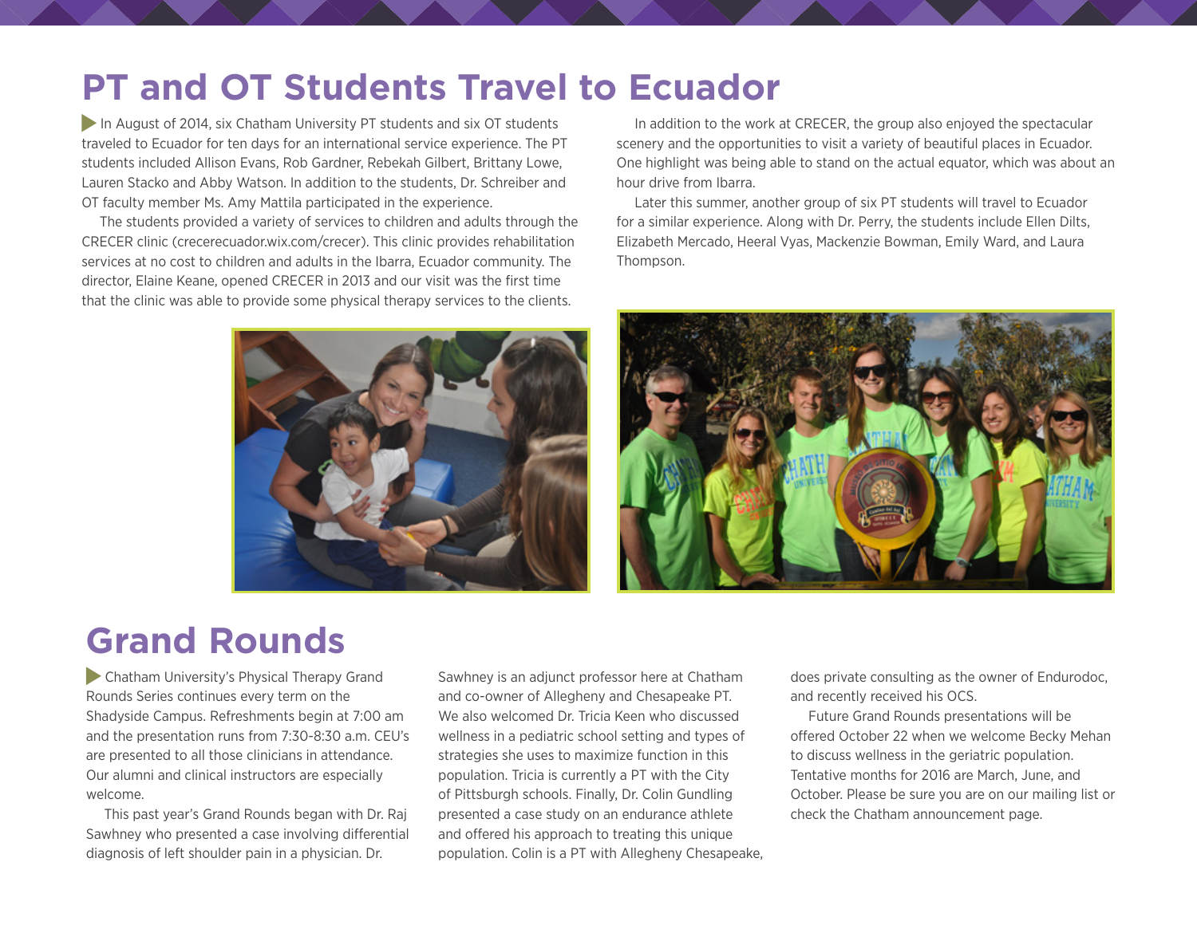# PT and OT Students Travel to Ecuador

In August of 2014, six Chatham University PT students and six OT students traveled to Ecuador for ten days for an international service experience. The PT students included Allison Evans, Rob Gardner, Rebekah Gilbert, Brittany Lowe, Lauren Stacko and Abby Watson. In addition to the students, Dr. Schreiber and OT faculty member Ms. Amy Mattila participated in the experience.

The students provided a variety of services to children and adults through the CRECER clinic (crecerecuador.wix.com/crecer). This clinic provides rehabilitation services at no cost to children and adults in the Ibarra, Ecuador community. The director, Elaine Keane, opened CRECER in 2013 and our visit was the first time that the clinic was able to provide some physical therapy services to the clients.

In addition to the work at CRECER, the group also enjoyed the spectacular scenery and the opportunities to visit a variety of beautiful places in Ecuador. One highlight was being able to stand on the actual equator, which was about an hour drive from Ibarra.

Later this summer, another group of six PT students will travel to Ecuador for a similar experience. Along with Dr. Perry, the students include Ellen Dilts, Elizabeth Mercado, Heeral Vyas, Mackenzie Bowman, Emily Ward, and Laura Thompson.

# Grand Rounds

Chatham University's Physical Therapy Grand Rounds Series continues every term on the Shadyside Campus. Refreshments begin at 7:00 am and the presentation runs from 7:30-8:30 a.m. CEU's are presented to all those clinicians in attendance. Our alumni and clinical instructors are especially welcome.

This past year's Grand Rounds began with Dr. Raj Sawhney who presented a case involving differential diagnosis of left shoulder pain in a physician. Dr. Sawhney is an adjunct professor here at Chatham and co-owner of Allegheny and Chesapeake PT. We also welcomed Dr. Tricia Keen who discussed wellness in a pediatric school setting and types of strategies she uses to maximize function in this population. Tricia is currently a PT with the City of Pittsburgh schools. Finally, Dr. Colin Gundling presented a case study on an endurance athlete and offered his approach to treating this unique population. Colin is a PT with Allegheny Chesapeake, does private consulting as the owner of Endurodoc, and recently received his OCS.

Future Grand Rounds presentations will be offered October 22 when we welcome Becky Mehan to discuss wellness in the geriatric population. Tentative months for 2016 are March, June, and October. Please be sure you are on our mailing list or check the Chatham announcement page.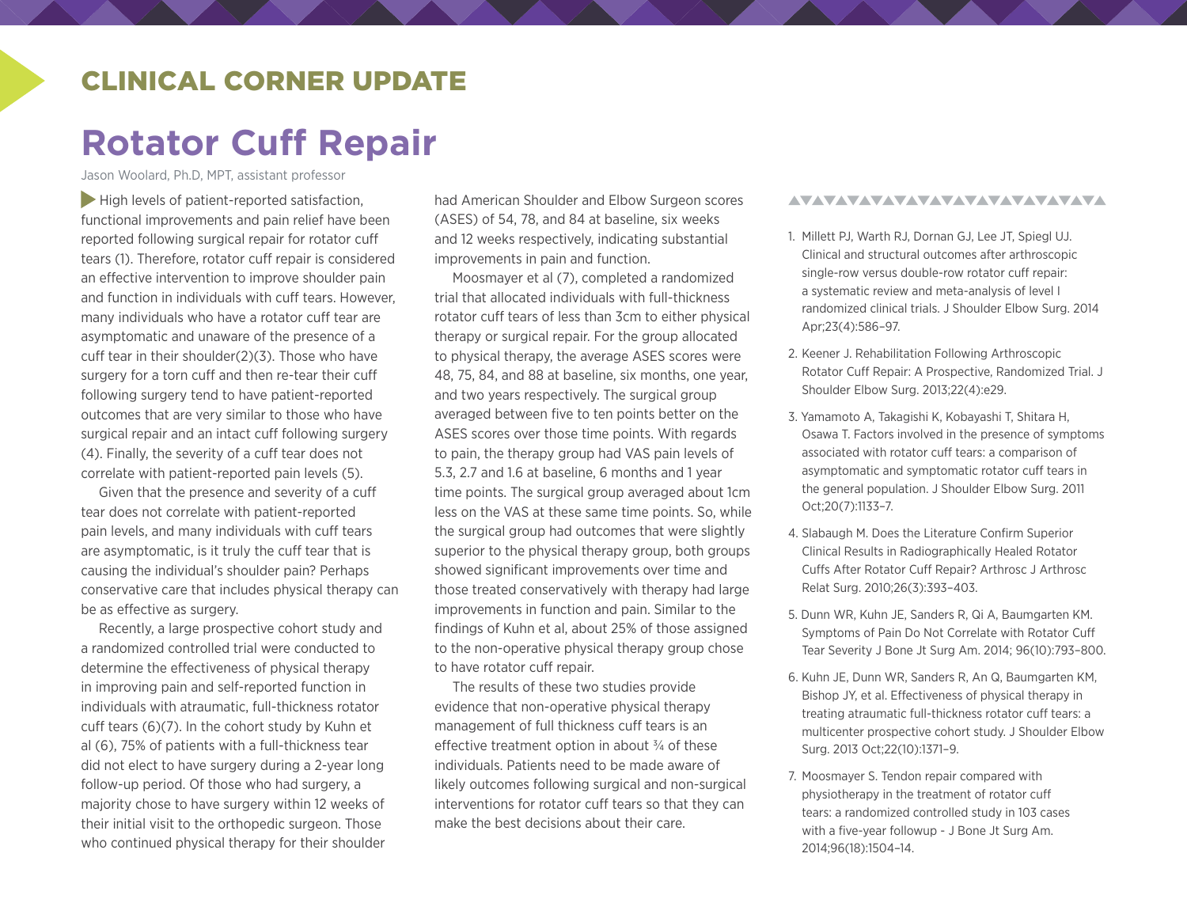## CLINICAL CORNER UPDATE

# Rotator Cuff Repair

Jason Woolard, Ph.D, MPT, assistant professor

High levels of patient-reported satisfaction, functional improvements and pain relief have been reported following surgical repair for rotator cuff tears (1). Therefore, rotator cuff repair is considered an effective intervention to improve shoulder pain and function in individuals with cuff tears. However, many individuals who have a rotator cuff tear are asymptomatic and unaware of the presence of a cuff tear in their shoulder(2)(3). Those who have surgery for a torn cuff and then re-tear their cuff following surgery tend to have patient-reported outcomes that are very similar to those who have surgical repair and an intact cuff following surgery (4). Finally, the severity of a cuff tear does not correlate with patient-reported pain levels (5).

Given that the presence and severity of a cuff tear does not correlate with patient-reported pain levels, and many individuals with cuff tears are asymptomatic, is it truly the cuff tear that is causing the individual's shoulder pain? Perhaps conservative care that includes physical therapy can be as effective as surgery.

Recently, a large prospective cohort study and a randomized controlled trial were conducted to determine the effectiveness of physical therapy in improving pain and self-reported function in individuals with atraumatic, full-thickness rotator cuff tears (6)(7). In the cohort study by Kuhn et al (6), 75% of patients with a full-thickness tear did not elect to have surgery during a 2-year long follow-up period. Of those who had surgery, a majority chose to have surgery within 12 weeks of their initial visit to the orthopedic surgeon. Those who continued physical therapy for their shoulder had American Shoulder and Elbow Surgeon scores (ASES) of 54, 78, and 84 at baseline, six weeks and 12 weeks respectively, indicating substantial improvements in pain and function.

Moosmayer et al (7), completed a randomized trial that allocated individuals with full-thickness rotator cuff tears of less than 3cm to either physical therapy or surgical repair. For the group allocated to physical therapy, the average ASES scores were 48, 75, 84, and 88 at baseline, six months, one year, and two years respectively. The surgical group averaged between five to ten points better on the ASES scores over those time points. With regards to pain, the therapy group had VAS pain levels of 5.3, 2.7 and 1.6 at baseline, 6 months and 1 year time points. The surgical group averaged about 1cm less on the VAS at these same time points. So, while the surgical group had outcomes that were slightly superior to the physical therapy group, both groups showed significant improvements over time and those treated conservatively with therapy had large improvements in function and pain. Similar to the findings of Kuhn et al, about 25% of those assigned to the non-operative physical therapy group chose to have rotator cuff repair.

The results of these two studies provide evidence that non-operative physical therapy management of full thickness cuff tears is an effective treatment option in about ¾ of these individuals. Patients need to be made aware of likely outcomes following surgical and non-surgical interventions for rotator cuff tears so that they can make the best decisions about their care.

1. Millett PJ, Warth RJ, Dornan GJ, Lee JT, Spiegl UJ. Clinical and structural outcomes after arthroscopic single-row versus double-row rotator cuff repair: a systematic review and meta-analysis of level I randomized clinical trials. J Shoulder Elbow Surg. 2014 Apr;23(4):586–97.
2. Keener J. Rehabilitation Following Arthroscopic Rotator Cuff Repair: A Prospective, Randomized Trial. J Shoulder Elbow Surg. 2013;22(4):e29.
3. Yamamoto A, Takagishi K, Kobayashi T, Shitara H, Osawa T. Factors involved in the presence of symptoms associated with rotator cuff tears: a comparison of asymptomatic and symptomatic rotator cuff tears in the general population. J Shoulder Elbow Surg. 2011 Oct;20(7):1133–7.
4. Slabaugh M. Does the Literature Confirm Superior Clinical Results in Radiographically Healed Rotator Cuffs After Rotator Cuff Repair? Arthrosc J Arthrosc Relat Surg. 2010;26(3):393–403.
5. Dunn WR, Kuhn JE, Sanders R, Qi A, Baumgarten KM. Symptoms of Pain Do Not Correlate with Rotator Cuff Tear Severity J Bone Jt Surg Am. 2014; 96(10):793–800.
6. Kuhn JE, Dunn WR, Sanders R, An Q, Baumgarten KM, Bishop JY, et al. Effectiveness of physical therapy in treating atraumatic full-thickness rotator cuff tears: a multicenter prospective cohort study. J Shoulder Elbow Surg. 2013 Oct;22(10):1371–9.
7. Moosmayer S. Tendon repair compared with physiotherapy in the treatment of rotator cuff tears: a randomized controlled study in 103 cases with a five-year followup - J Bone Jt Surg Am. 2014;96(18):1504–14.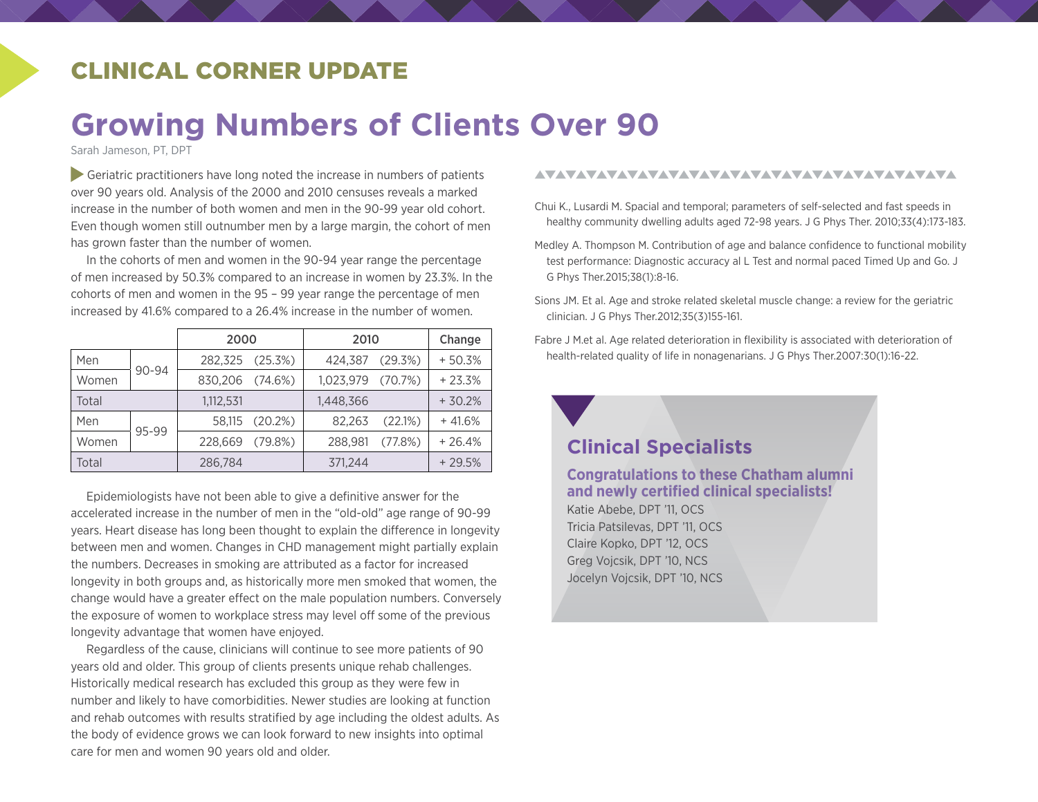## CLINICAL CORNER UPDATE

# Growing Numbers of Clients Over 90

Sarah Jameson, PT, DPT

Geriatric practitioners have long noted the increase in numbers of patients over 90 years old. Analysis of the 2000 and 2010 censuses reveals a marked increase in the number of both women and men in the 90-99 year old cohort. Even though women still outnumber men by a large margin, the cohort of men has grown faster than the number of women.

In the cohorts of men and women in the 90-94 year range the percentage of men increased by 50.3% compared to an increase in women by 23.3%. In the cohorts of men and women in the 95 – 99 year range the percentage of men increased by 41.6% compared to a 26.4% increase in the number of women.

| | | 2000 | | 2010 | | Change |
|---|---|---|---|---|---|---|
| Men | 90-94 | 282,325 | (25.3%) | 424,387 | (29.3%) | + 50.3% |
| Women | | 830,206 | (74.6%) | 1,023,979 | (70.7%) | + 23.3% |
| Total | | 1,112,531 | | 1,448,366 | | + 30.2% |
| Men | 95-99 | 58,115 | (20.2%) | 82,263 | (22.1%) | + 41.6% |
| Women | | 228,669 | (79.8%) | 288,981 | (77.8%) | + 26.4% |
| Total | | 286,784 | | 371,244 | | + 29.5% |

Epidemiologists have not been able to give a definitive answer for the accelerated increase in the number of men in the "old-old" age range of 90-99 years. Heart disease has long been thought to explain the difference in longevity between men and women. Changes in CHD management might partially explain the numbers. Decreases in smoking are attributed as a factor for increased longevity in both groups and, as historically more men smoked that women, the change would have a greater effect on the male population numbers. Conversely the exposure of women to workplace stress may level off some of the previous longevity advantage that women have enjoyed.

Regardless of the cause, clinicians will continue to see more patients of 90 years old and older. This group of clients presents unique rehab challenges. Historically medical research has excluded this group as they were few in number and likely to have comorbidities. Newer studies are looking at function and rehab outcomes with results stratified by age including the oldest adults. As the body of evidence grows we can look forward to new insights into optimal care for men and women 90 years old and older.

Chui K., Lusardi M. Spacial and temporal; parameters of self-selected and fast speeds in healthy community dwelling adults aged 72-98 years. J G Phys Ther. 2010;33(4):173-183.

Medley A. Thompson M. Contribution of age and balance confidence to functional mobility test performance: Diagnostic accuracy al L Test and normal paced Timed Up and Go. J G Phys Ther.2015;38(1):8-16.

Sions JM. Et al. Age and stroke related skeletal muscle change: a review for the geriatric clinician. J G Phys Ther.2012;35(3)155-161.

Fabre J M.et al. Age related deterioration in flexibility is associated with deterioration of health-related quality of life in nonagenarians. J G Phys Ther.2007:30(1):16-22.

## Clinical Specialists

**Congratulations to these Chatham alumni and newly certified clinical specialists!**

Katie Abebe, DPT '11, OCS
Tricia Patsilevas, DPT '11, OCS
Claire Kopko, DPT '12, OCS
Greg Vojcsik, DPT '10, NCS
Jocelyn Vojcsik, DPT '10, NCS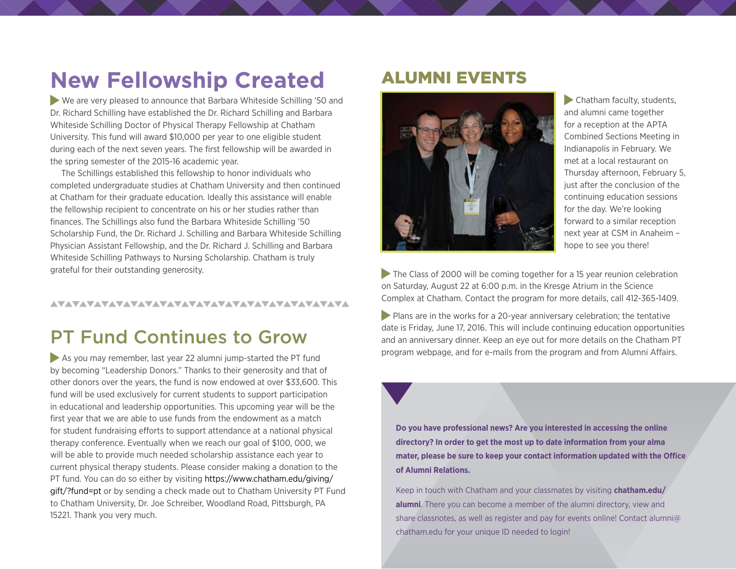# New Fellowship Created

We are very pleased to announce that Barbara Whiteside Schilling '50 and Dr. Richard Schilling have established the Dr. Richard Schilling and Barbara Whiteside Schilling Doctor of Physical Therapy Fellowship at Chatham University. This fund will award $10,000 per year to one eligible student during each of the next seven years. The first fellowship will be awarded in the spring semester of the 2015-16 academic year.

The Schillings established this fellowship to honor individuals who completed undergraduate studies at Chatham University and then continued at Chatham for their graduate education. Ideally this assistance will enable the fellowship recipient to concentrate on his or her studies rather than finances. The Schillings also fund the Barbara Whiteside Schilling '50 Scholarship Fund, the Dr. Richard J. Schilling and Barbara Whiteside Schilling Physician Assistant Fellowship, and the Dr. Richard J. Schilling and Barbara Whiteside Schilling Pathways to Nursing Scholarship. Chatham is truly grateful for their outstanding generosity.

# PT Fund Continues to Grow

As you may remember, last year 22 alumni jump-started the PT fund by becoming "Leadership Donors." Thanks to their generosity and that of other donors over the years, the fund is now endowed at over $33,600. This fund will be used exclusively for current students to support participation in educational and leadership opportunities. This upcoming year will be the first year that we are able to use funds from the endowment as a match for student fundraising efforts to support attendance at a national physical therapy conference. Eventually when we reach our goal of $100, 000, we will be able to provide much needed scholarship assistance each year to current physical therapy students. Please consider making a donation to the PT fund. You can do so either by visiting https://www.chatham.edu/giving/gift/?fund=pt or by sending a check made out to Chatham University PT Fund to Chatham University, Dr. Joe Schreiber, Woodland Road, Pittsburgh, PA 15221. Thank you very much.

# ALUMNI EVENTS

Chatham faculty, students, and alumni came together for a reception at the APTA Combined Sections Meeting in Indianapolis in February. We met at a local restaurant on Thursday afternoon, February 5, just after the conclusion of the continuing education sessions for the day. We're looking forward to a similar reception next year at CSM in Anaheim – hope to see you there!

The Class of 2000 will be coming together for a 15 year reunion celebration on Saturday, August 22 at 6:00 p.m. in the Kresge Atrium in the Science Complex at Chatham. Contact the program for more details, call 412-365-1409.

Plans are in the works for a 20-year anniversary celebration; the tentative date is Friday, June 17, 2016. This will include continuing education opportunities and an anniversary dinner. Keep an eye out for more details on the Chatham PT program webpage, and for e-mails from the program and from Alumni Affairs.

**Do you have professional news? Are you interested in accessing the online directory? In order to get the most up to date information from your alma mater, please be sure to keep your contact information updated with the Office of Alumni Relations.**

Keep in touch with Chatham and your classmates by visiting **chatham.edu/alumni**. There you can become a member of the alumni directory, view and share classnotes, as well as register and pay for events online! Contact alumni@chatham.edu for your unique ID needed to login!